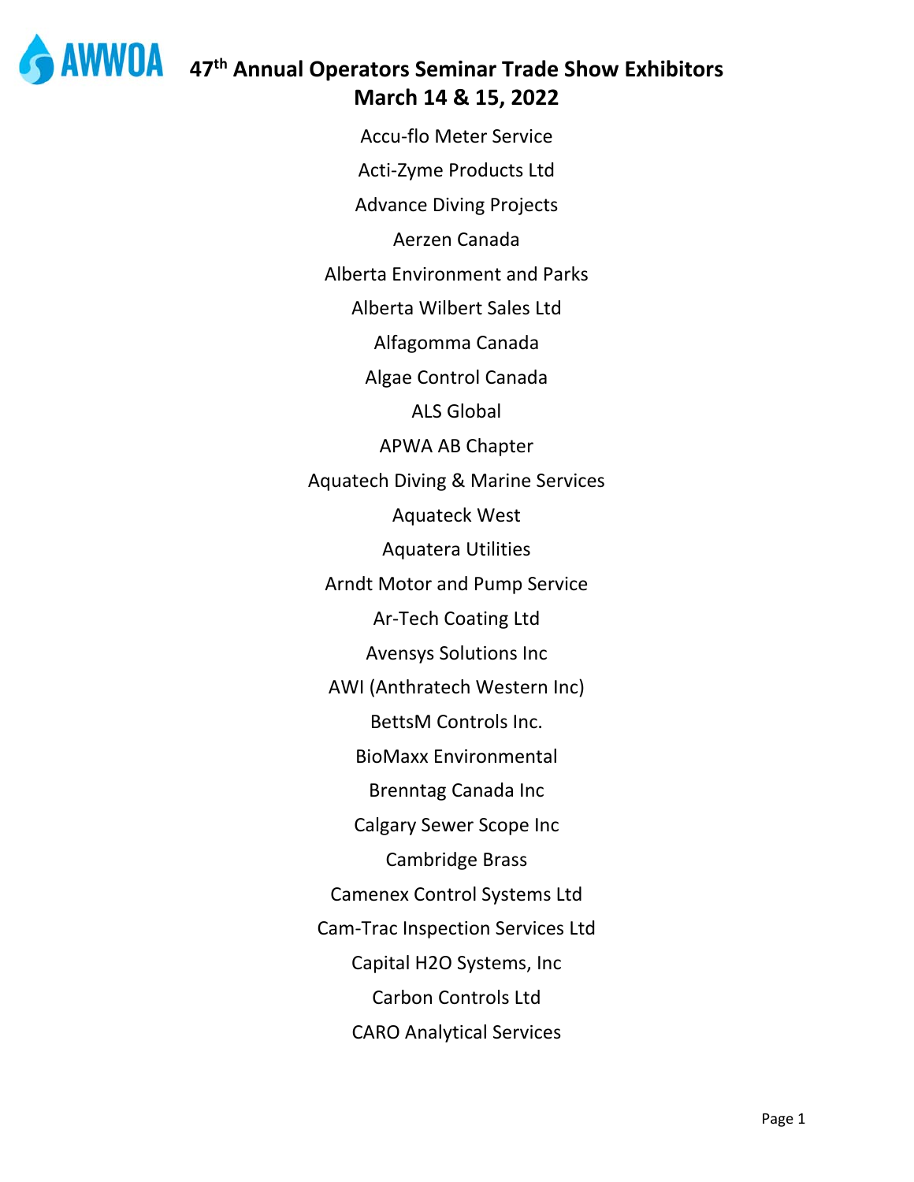AWWOA

# 47th Annual Operators Seminar Trade Show Exhibitors
## March 14 & 15, 2022

Accu-flo Meter Service

Acti-Zyme Products Ltd

Advance Diving Projects

Aerzen Canada

Alberta Environment and Parks

Alberta Wilbert Sales Ltd

Alfagomma Canada

Algae Control Canada

ALS Global

APWA AB Chapter

Aquatech Diving & Marine Services

Aquateck West

Aquatera Utilities

Arndt Motor and Pump Service

Ar-Tech Coating Ltd

Avensys Solutions Inc

AWI (Anthratech Western Inc)

BettsM Controls Inc.

BioMaxx Environmental

Brenntag Canada Inc

Calgary Sewer Scope Inc

Cambridge Brass

Camenex Control Systems Ltd

Cam-Trac Inspection Services Ltd

Capital H2O Systems, Inc

Carbon Controls Ltd

CARO Analytical Services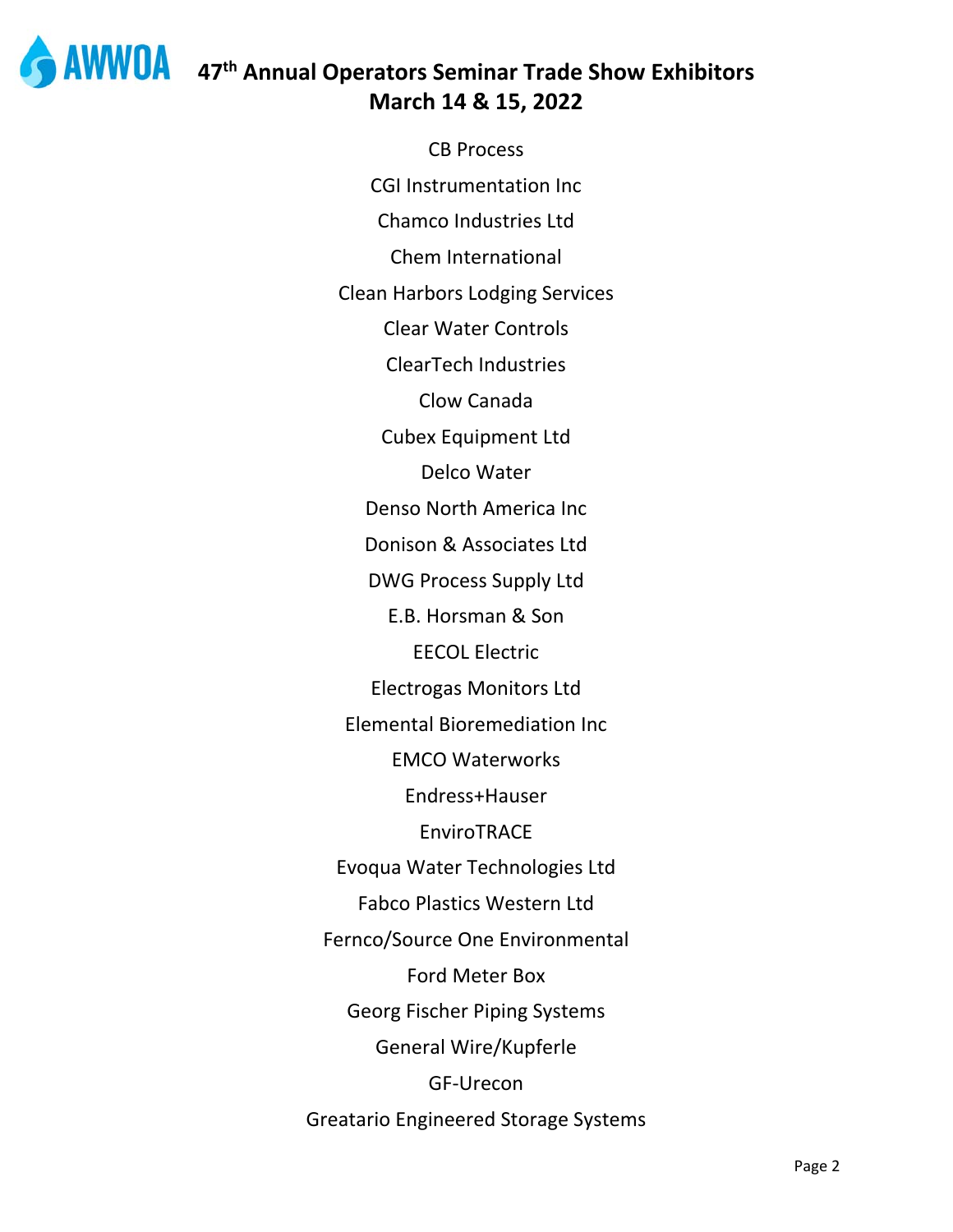# 47th Annual Operators Seminar Trade Show Exhibitors
## March 14 & 15, 2022

CB Process

CGI Instrumentation Inc

Chamco Industries Ltd

Chem International

Clean Harbors Lodging Services

Clear Water Controls

ClearTech Industries

Clow Canada

Cubex Equipment Ltd

Delco Water

Denso North America Inc

Donison & Associates Ltd

DWG Process Supply Ltd

E.B. Horsman & Son

EECOL Electric

Electrogas Monitors Ltd

Elemental Bioremediation Inc

EMCO Waterworks

Endress+Hauser

EnviroTRACE

Evoqua Water Technologies Ltd

Fabco Plastics Western Ltd

Fernco/Source One Environmental

Ford Meter Box

Georg Fischer Piping Systems

General Wire/Kupferle

GF-Urecon

Greatario Engineered Storage Systems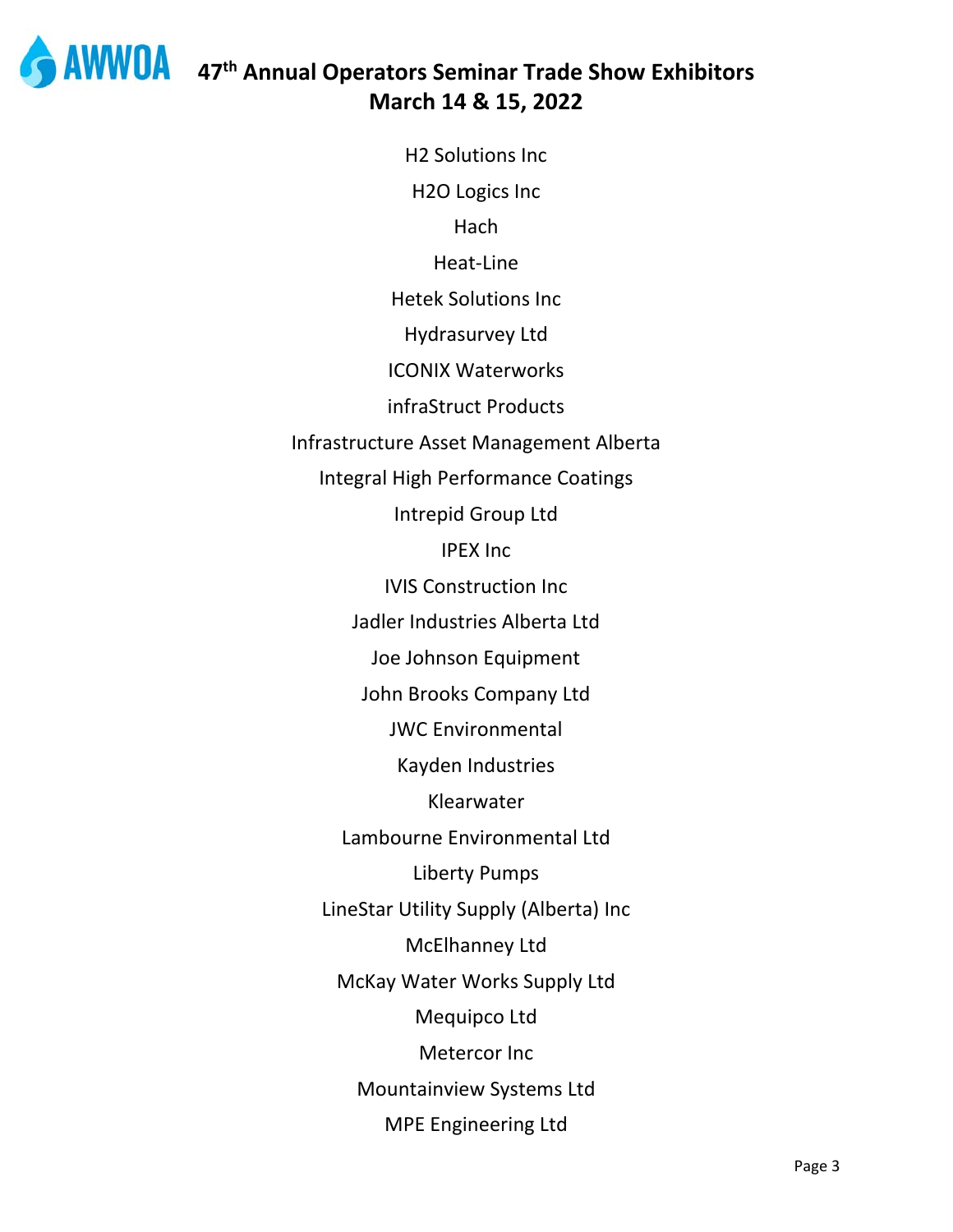# 47th Annual Operators Seminar Trade Show Exhibitors
## March 14 & 15, 2022

H2 Solutions Inc

H2O Logics Inc

Hach

Heat-Line

Hetek Solutions Inc

Hydrasurvey Ltd

ICONIX Waterworks

infraStruct Products

Infrastructure Asset Management Alberta

Integral High Performance Coatings

Intrepid Group Ltd

IPEX Inc

IVIS Construction Inc

Jadler Industries Alberta Ltd

Joe Johnson Equipment

John Brooks Company Ltd

JWC Environmental

Kayden Industries

Klearwater

Lambourne Environmental Ltd

Liberty Pumps

LineStar Utility Supply (Alberta) Inc

McElhanney Ltd

McKay Water Works Supply Ltd

Mequipco Ltd

Metercor Inc

Mountainview Systems Ltd

MPE Engineering Ltd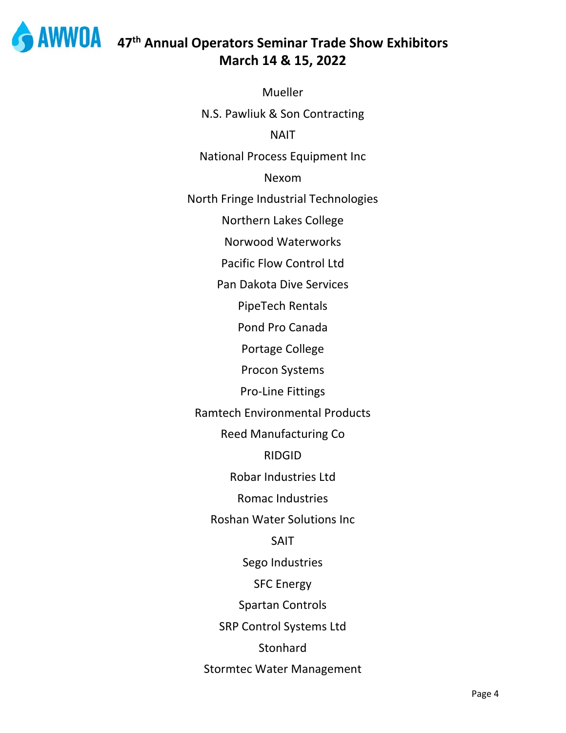# AWWOA 47th Annual Operators Seminar Trade Show Exhibitors
## March 14 & 15, 2022

Mueller

N.S. Pawliuk & Son Contracting

NAIT

National Process Equipment Inc

Nexom

North Fringe Industrial Technologies

Northern Lakes College

Norwood Waterworks

Pacific Flow Control Ltd

Pan Dakota Dive Services

PipeTech Rentals

Pond Pro Canada

Portage College

Procon Systems

Pro-Line Fittings

Ramtech Environmental Products

Reed Manufacturing Co

RIDGID

Robar Industries Ltd

Romac Industries

Roshan Water Solutions Inc

SAIT

Sego Industries

SFC Energy

Spartan Controls

SRP Control Systems Ltd

Stonhard

Stormtec Water Management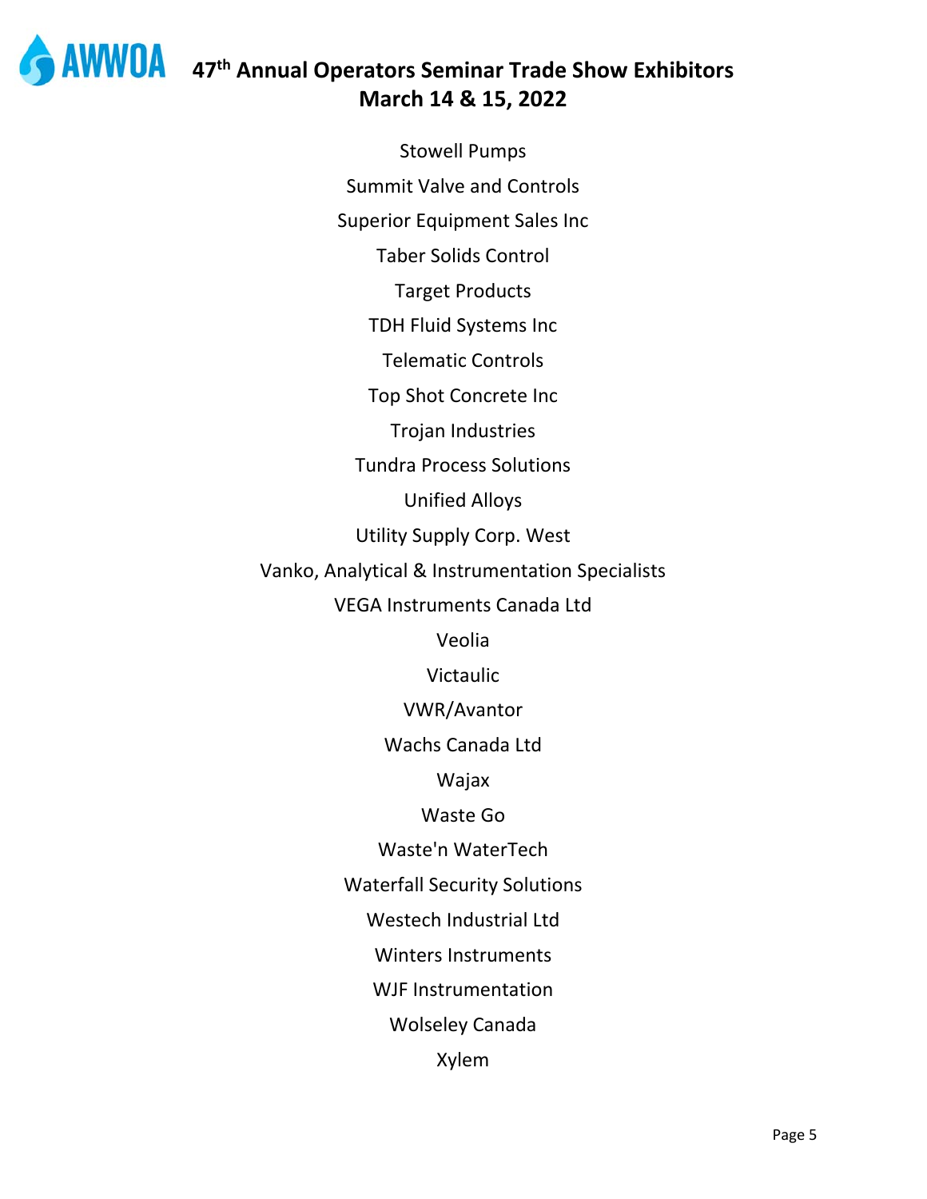# 47th Annual Operators Seminar Trade Show Exhibitors
## March 14 & 15, 2022

Stowell Pumps

Summit Valve and Controls

Superior Equipment Sales Inc

Taber Solids Control

Target Products

TDH Fluid Systems Inc

Telematic Controls

Top Shot Concrete Inc

Trojan Industries

Tundra Process Solutions

Unified Alloys

Utility Supply Corp. West

Vanko, Analytical & Instrumentation Specialists

VEGA Instruments Canada Ltd

Veolia

Victaulic

VWR/Avantor

Wachs Canada Ltd

Wajax

Waste Go

Waste'n WaterTech

Waterfall Security Solutions

Westech Industrial Ltd

Winters Instruments

WJF Instrumentation

Wolseley Canada

Xylem